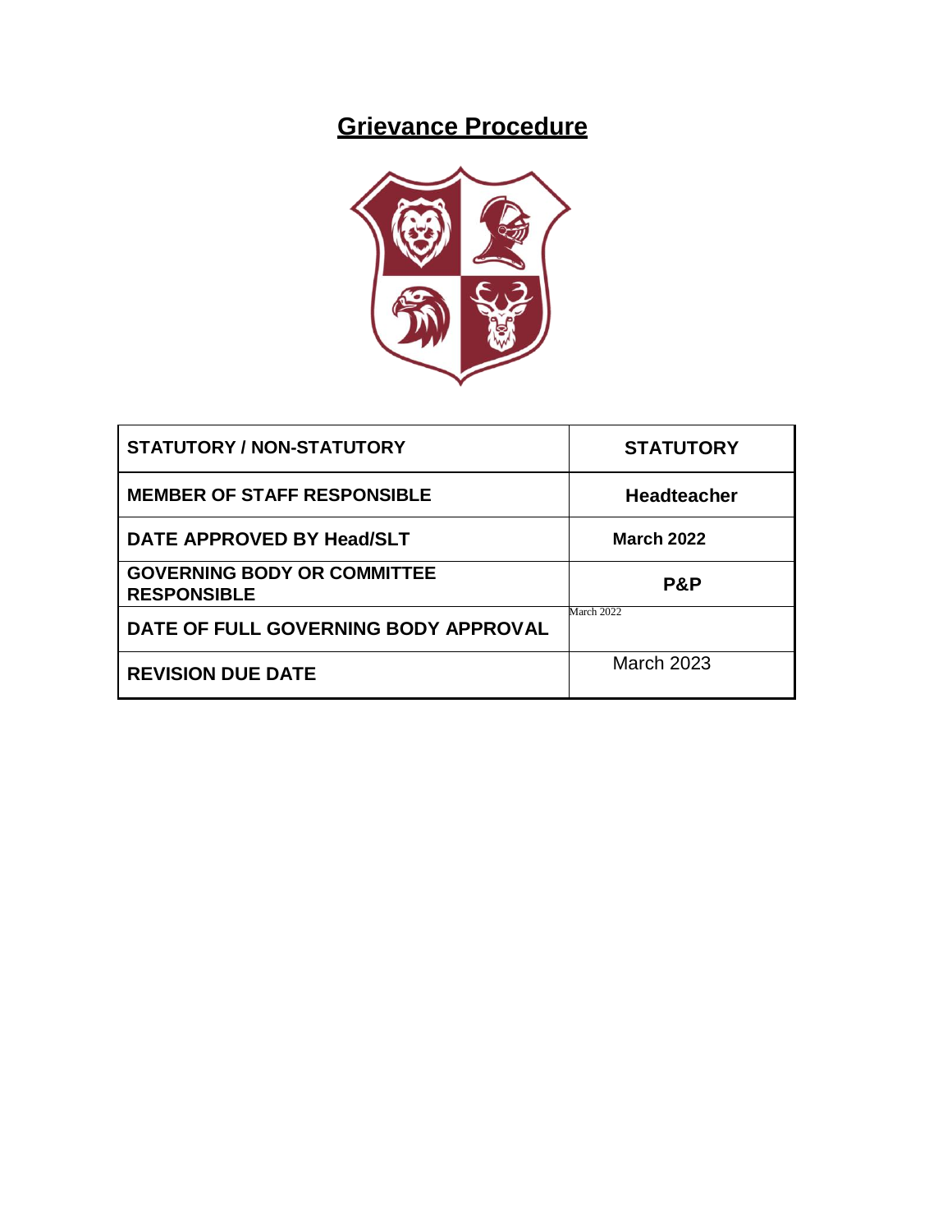# Grievance Procedure

| STATUTORY / NON-STATUTORY | STATUTORY |
|---|---|
| MEMBER OF STAFF RESPONSIBLE | Headteacher |
| DATE APPROVED BY Head/SLT | March 2022 |
| GOVERNING BODY OR COMMITTEE RESPONSIBLE | P&P |
| DATE OF FULL GOVERNING BODY APPROVAL | March 2022 |
| REVISION DUE DATE | March 2023 |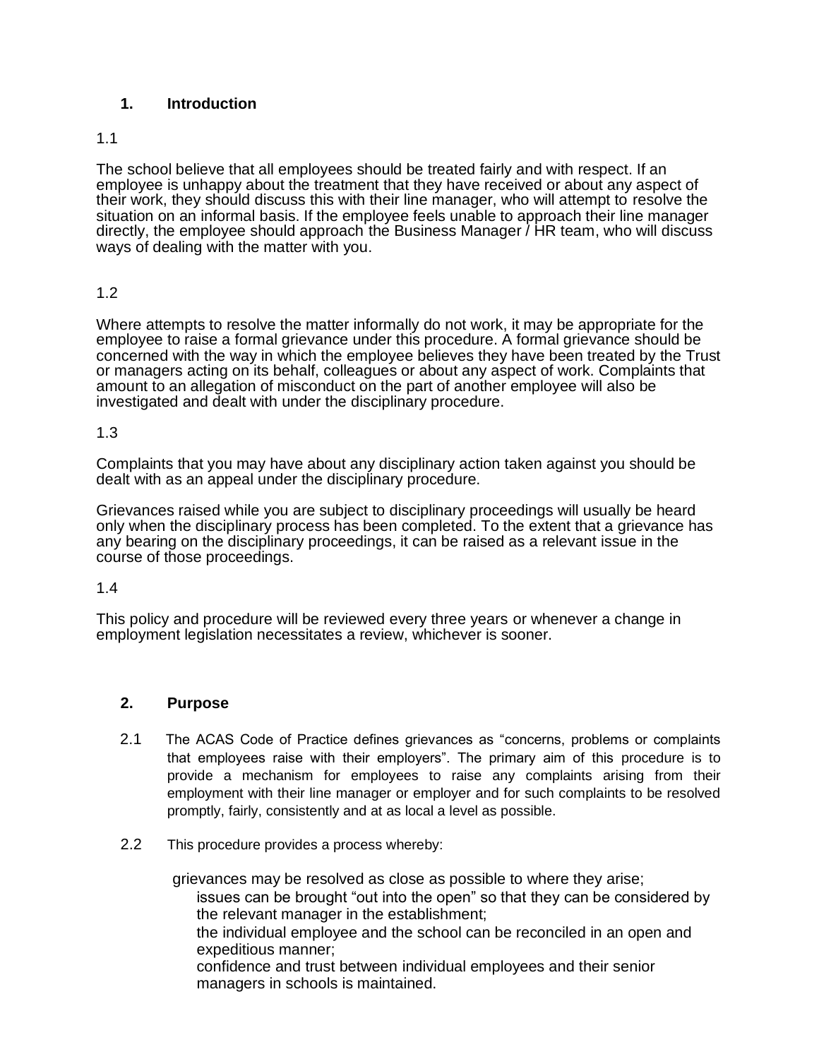## 1. Introduction

1.1

The school believe that all employees should be treated fairly and with respect. If an employee is unhappy about the treatment that they have received or about any aspect of their work, they should discuss this with their line manager, who will attempt to resolve the situation on an informal basis. If the employee feels unable to approach their line manager directly, the employee should approach the Business Manager / HR team, who will discuss ways of dealing with the matter with you.

1.2

Where attempts to resolve the matter informally do not work, it may be appropriate for the employee to raise a formal grievance under this procedure. A formal grievance should be concerned with the way in which the employee believes they have been treated by the Trust or managers acting on its behalf, colleagues or about any aspect of work. Complaints that amount to an allegation of misconduct on the part of another employee will also be investigated and dealt with under the disciplinary procedure.

1.3

Complaints that you may have about any disciplinary action taken against you should be dealt with as an appeal under the disciplinary procedure.

Grievances raised while you are subject to disciplinary proceedings will usually be heard only when the disciplinary process has been completed. To the extent that a grievance has any bearing on the disciplinary proceedings, it can be raised as a relevant issue in the course of those proceedings.

1.4

This policy and procedure will be reviewed every three years or whenever a change in employment legislation necessitates a review, whichever is sooner.

## 2. Purpose

2.1 The ACAS Code of Practice defines grievances as "concerns, problems or complaints that employees raise with their employers". The primary aim of this procedure is to provide a mechanism for employees to raise any complaints arising from their employment with their line manager or employer and for such complaints to be resolved promptly, fairly, consistently and at as local a level as possible.

2.2 This procedure provides a process whereby:

- grievances may be resolved as close as possible to where they arise;
- issues can be brought "out into the open" so that they can be considered by the relevant manager in the establishment;
- the individual employee and the school can be reconciled in an open and expeditious manner;
- confidence and trust between individual employees and their senior managers in schools is maintained.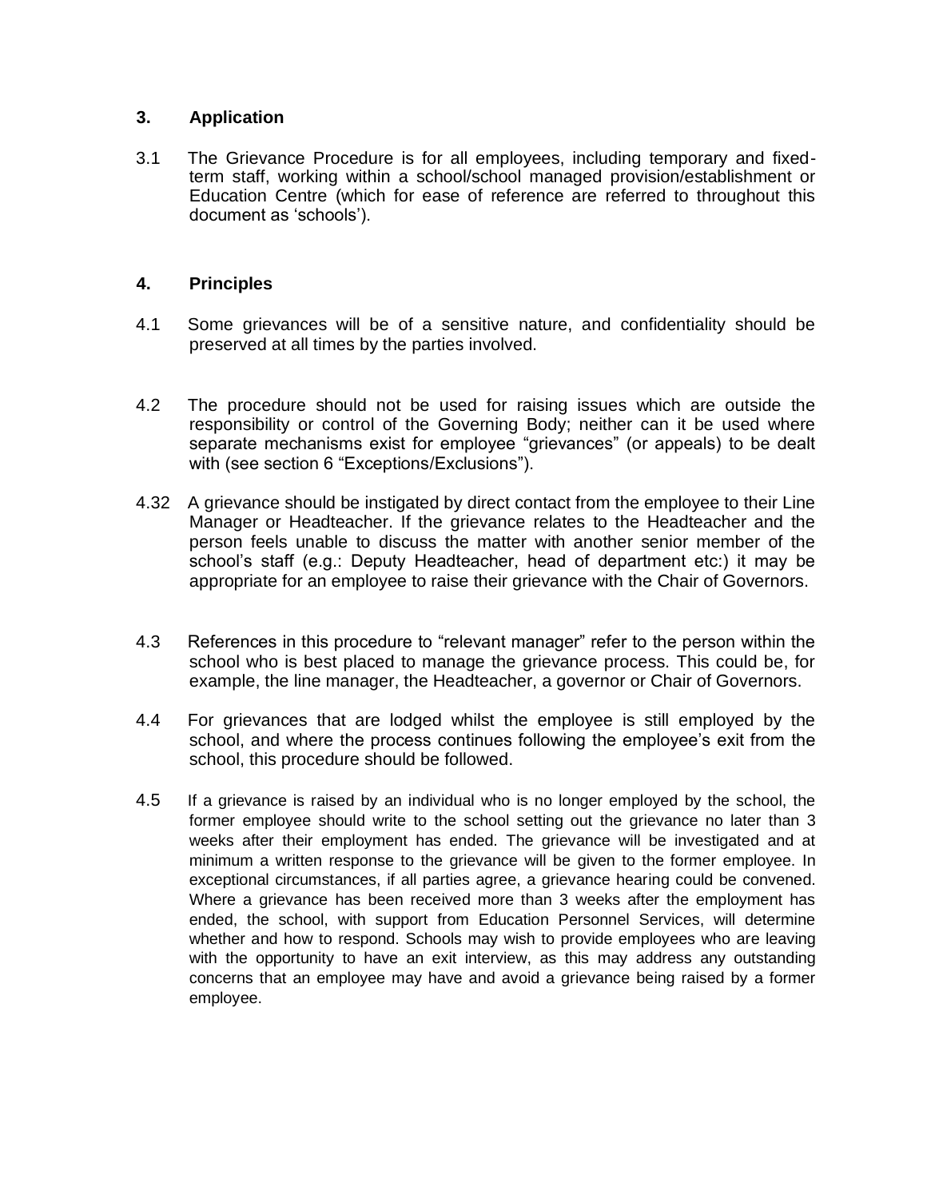## 3. Application

3.1 The Grievance Procedure is for all employees, including temporary and fixed-term staff, working within a school/school managed provision/establishment or Education Centre (which for ease of reference are referred to throughout this document as 'schools').

## 4. Principles

4.1 Some grievances will be of a sensitive nature, and confidentiality should be preserved at all times by the parties involved.

4.2 The procedure should not be used for raising issues which are outside the responsibility or control of the Governing Body; neither can it be used where separate mechanisms exist for employee "grievances" (or appeals) to be dealt with (see section 6 "Exceptions/Exclusions").

4.32 A grievance should be instigated by direct contact from the employee to their Line Manager or Headteacher. If the grievance relates to the Headteacher and the person feels unable to discuss the matter with another senior member of the school's staff (e.g.: Deputy Headteacher, head of department etc:) it may be appropriate for an employee to raise their grievance with the Chair of Governors.

4.3 References in this procedure to "relevant manager" refer to the person within the school who is best placed to manage the grievance process. This could be, for example, the line manager, the Headteacher, a governor or Chair of Governors.

4.4 For grievances that are lodged whilst the employee is still employed by the school, and where the process continues following the employee's exit from the school, this procedure should be followed.

4.5 If a grievance is raised by an individual who is no longer employed by the school, the former employee should write to the school setting out the grievance no later than 3 weeks after their employment has ended. The grievance will be investigated and at minimum a written response to the grievance will be given to the former employee. In exceptional circumstances, if all parties agree, a grievance hearing could be convened. Where a grievance has been received more than 3 weeks after the employment has ended, the school, with support from Education Personnel Services, will determine whether and how to respond. Schools may wish to provide employees who are leaving with the opportunity to have an exit interview, as this may address any outstanding concerns that an employee may have and avoid a grievance being raised by a former employee.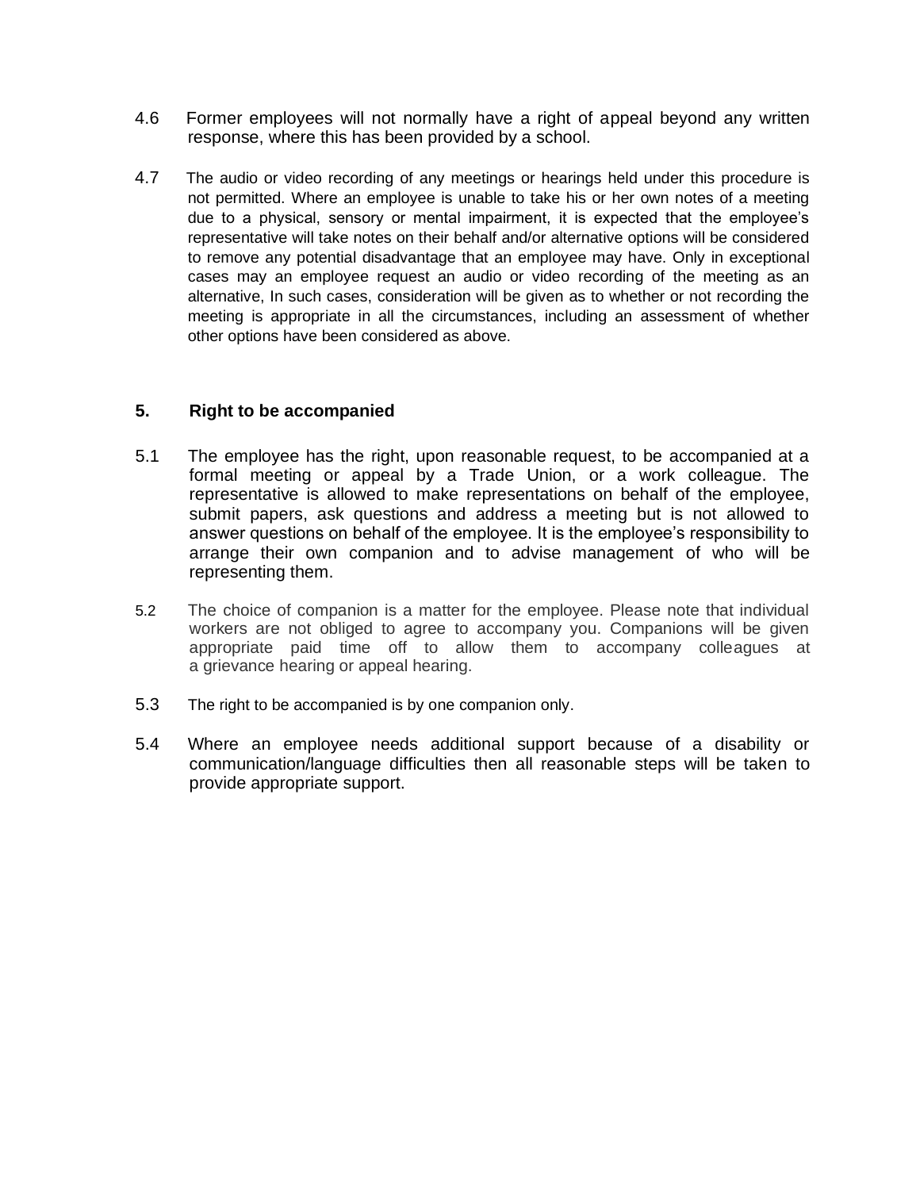4.6 Former employees will not normally have a right of appeal beyond any written response, where this has been provided by a school.

4.7 The audio or video recording of any meetings or hearings held under this procedure is not permitted. Where an employee is unable to take his or her own notes of a meeting due to a physical, sensory or mental impairment, it is expected that the employee's representative will take notes on their behalf and/or alternative options will be considered to remove any potential disadvantage that an employee may have. Only in exceptional cases may an employee request an audio or video recording of the meeting as an alternative, In such cases, consideration will be given as to whether or not recording the meeting is appropriate in all the circumstances, including an assessment of whether other options have been considered as above.

## 5. Right to be accompanied

5.1 The employee has the right, upon reasonable request, to be accompanied at a formal meeting or appeal by a Trade Union, or a work colleague. The representative is allowed to make representations on behalf of the employee, submit papers, ask questions and address a meeting but is not allowed to answer questions on behalf of the employee. It is the employee's responsibility to arrange their own companion and to advise management of who will be representing them.

5.2 The choice of companion is a matter for the employee. Please note that individual workers are not obliged to agree to accompany you. Companions will be given appropriate paid time off to allow them to accompany colleagues at a grievance hearing or appeal hearing.

5.3 The right to be accompanied is by one companion only.

5.4 Where an employee needs additional support because of a disability or communication/language difficulties then all reasonable steps will be taken to provide appropriate support.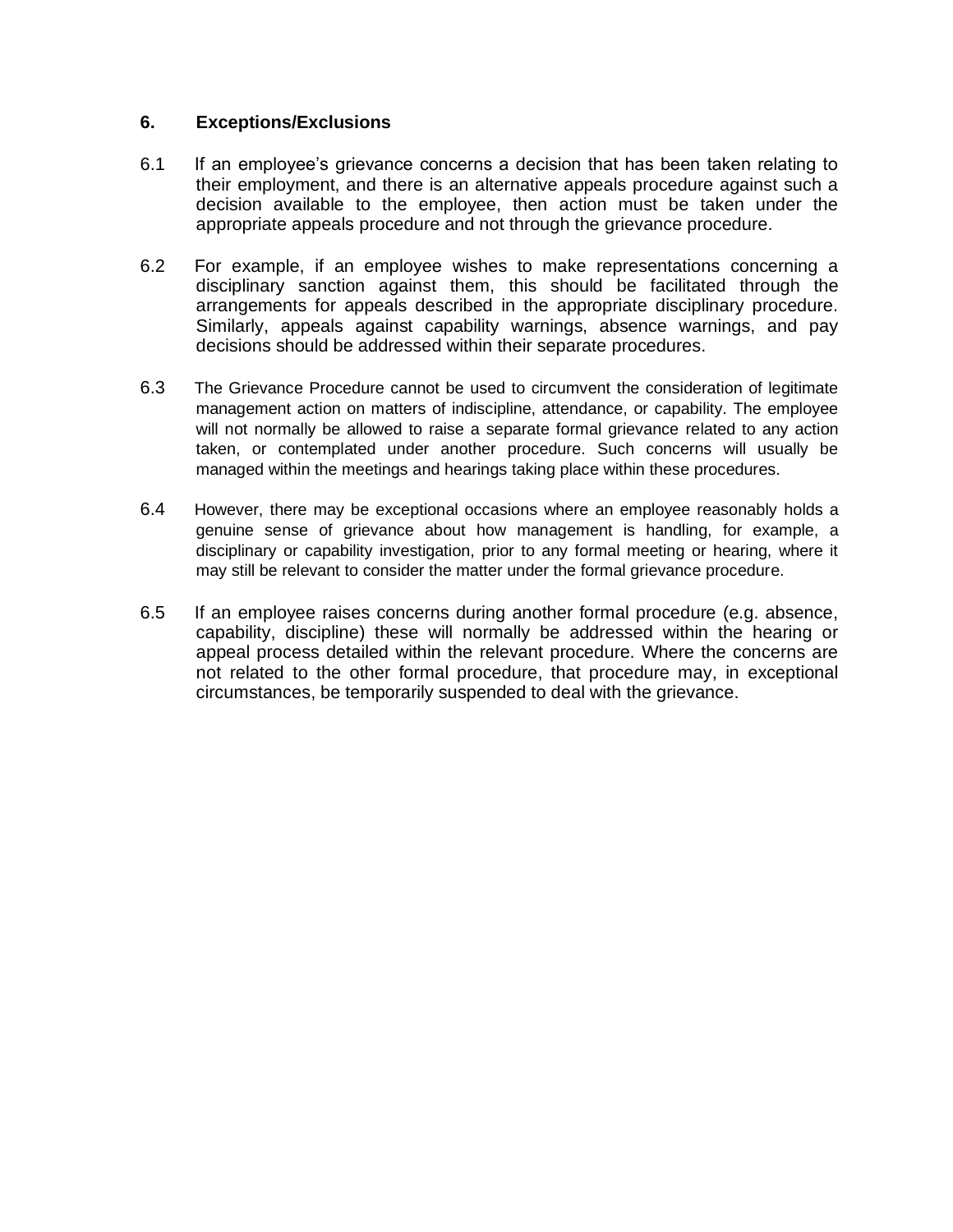## 6. Exceptions/Exclusions

6.1 If an employee's grievance concerns a decision that has been taken relating to their employment, and there is an alternative appeals procedure against such a decision available to the employee, then action must be taken under the appropriate appeals procedure and not through the grievance procedure.

6.2 For example, if an employee wishes to make representations concerning a disciplinary sanction against them, this should be facilitated through the arrangements for appeals described in the appropriate disciplinary procedure. Similarly, appeals against capability warnings, absence warnings, and pay decisions should be addressed within their separate procedures.

6.3 The Grievance Procedure cannot be used to circumvent the consideration of legitimate management action on matters of indiscipline, attendance, or capability. The employee will not normally be allowed to raise a separate formal grievance related to any action taken, or contemplated under another procedure. Such concerns will usually be managed within the meetings and hearings taking place within these procedures.

6.4 However, there may be exceptional occasions where an employee reasonably holds a genuine sense of grievance about how management is handling, for example, a disciplinary or capability investigation, prior to any formal meeting or hearing, where it may still be relevant to consider the matter under the formal grievance procedure.

6.5 If an employee raises concerns during another formal procedure (e.g. absence, capability, discipline) these will normally be addressed within the hearing or appeal process detailed within the relevant procedure. Where the concerns are not related to the other formal procedure, that procedure may, in exceptional circumstances, be temporarily suspended to deal with the grievance.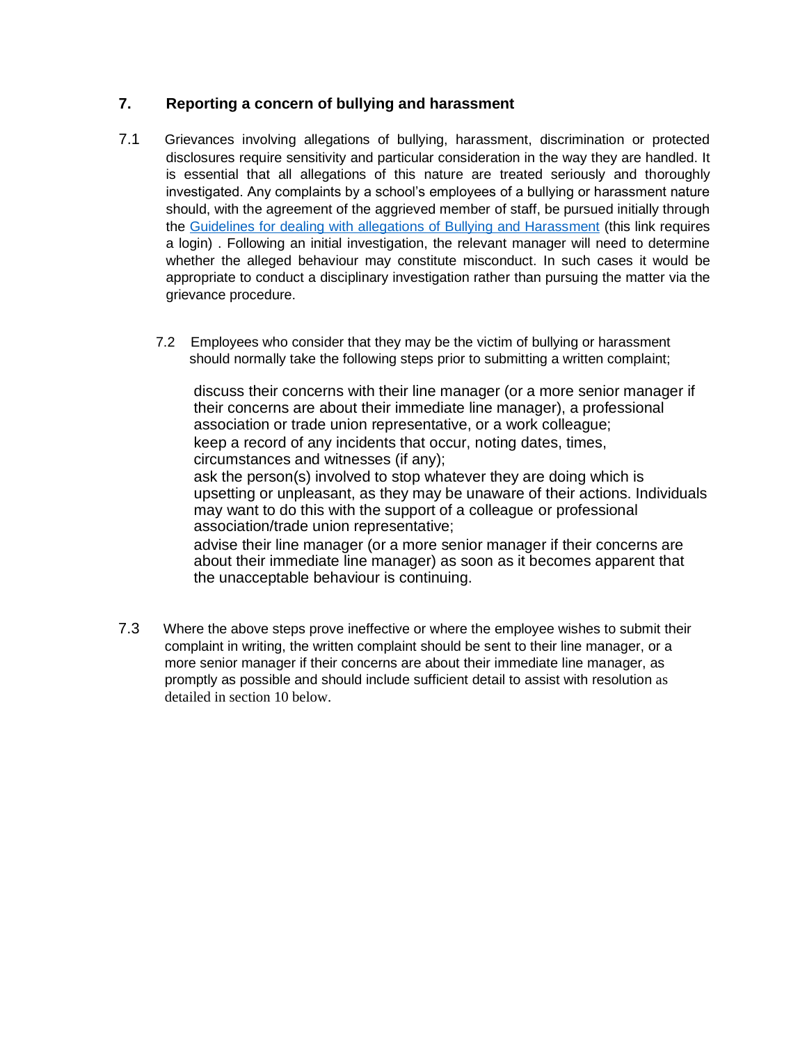## 7. Reporting a concern of bullying and harassment

7.1 Grievances involving allegations of bullying, harassment, discrimination or protected disclosures require sensitivity and particular consideration in the way they are handled. It is essential that all allegations of this nature are treated seriously and thoroughly investigated. Any complaints by a school's employees of a bullying or harassment nature should, with the agreement of the aggrieved member of staff, be pursued initially through the [Guidelines for dealing with allegations of Bullying and Harassment] (this link requires a login) . Following an initial investigation, the relevant manager will need to determine whether the alleged behaviour may constitute misconduct. In such cases it would be appropriate to conduct a disciplinary investigation rather than pursuing the matter via the grievance procedure.

7.2 Employees who consider that they may be the victim of bullying or harassment should normally take the following steps prior to submitting a written complaint;

- discuss their concerns with their line manager (or a more senior manager if their concerns are about their immediate line manager), a professional association or trade union representative, or a work colleague;
- keep a record of any incidents that occur, noting dates, times, circumstances and witnesses (if any);
- ask the person(s) involved to stop whatever they are doing which is upsetting or unpleasant, as they may be unaware of their actions. Individuals may want to do this with the support of a colleague or professional association/trade union representative;
- advise their line manager (or a more senior manager if their concerns are about their immediate line manager) as soon as it becomes apparent that the unacceptable behaviour is continuing.

7.3 Where the above steps prove ineffective or where the employee wishes to submit their complaint in writing, the written complaint should be sent to their line manager, or a more senior manager if their concerns are about their immediate line manager, as promptly as possible and should include sufficient detail to assist with resolution as detailed in section 10 below.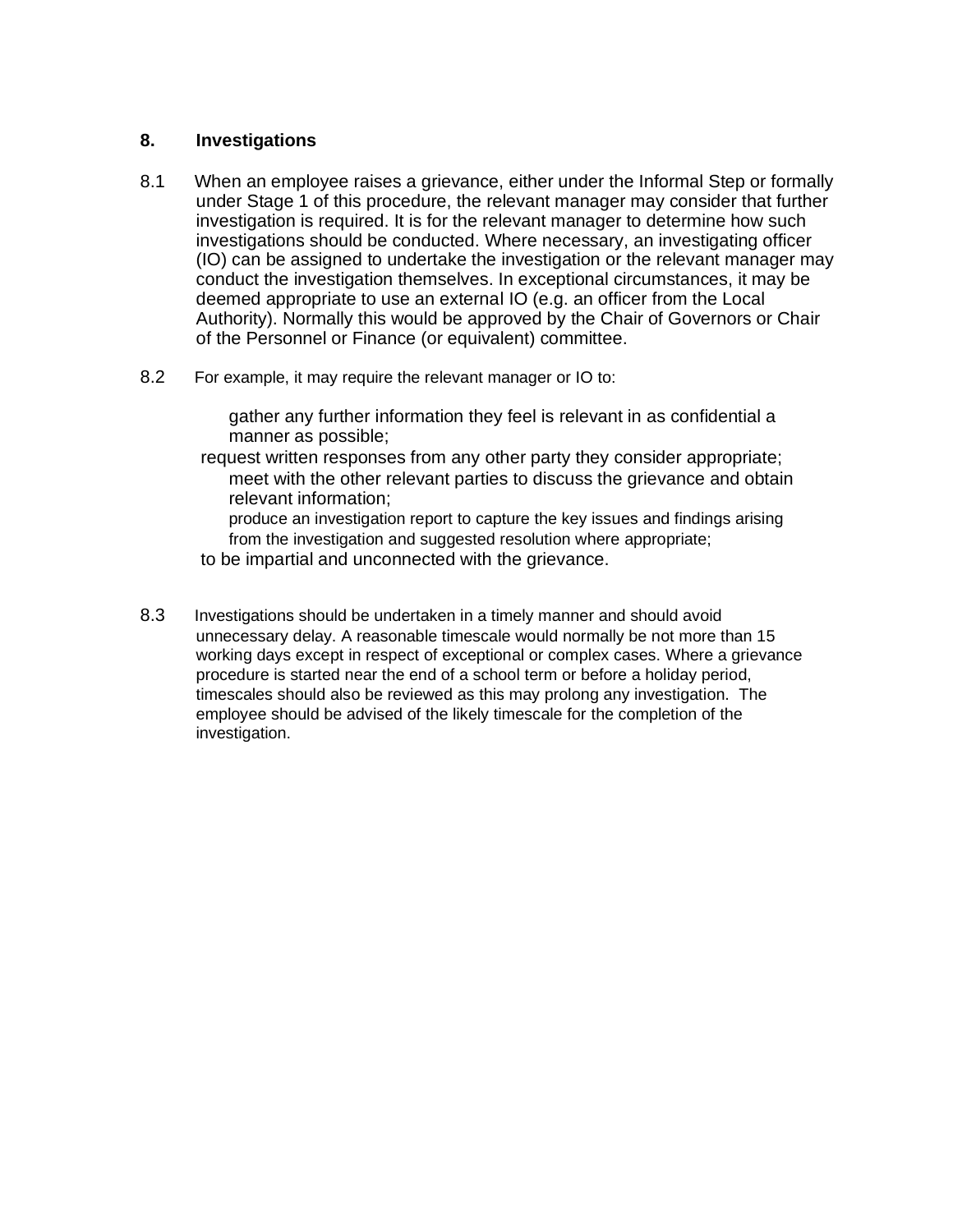## 8. Investigations

8.1 When an employee raises a grievance, either under the Informal Step or formally under Stage 1 of this procedure, the relevant manager may consider that further investigation is required. It is for the relevant manager to determine how such investigations should be conducted. Where necessary, an investigating officer (IO) can be assigned to undertake the investigation or the relevant manager may conduct the investigation themselves. In exceptional circumstances, it may be deemed appropriate to use an external IO (e.g. an officer from the Local Authority). Normally this would be approved by the Chair of Governors or Chair of the Personnel or Finance (or equivalent) committee.

8.2 For example, it may require the relevant manager or IO to:

- gather any further information they feel is relevant in as confidential a manner as possible;
- request written responses from any other party they consider appropriate;
- meet with the other relevant parties to discuss the grievance and obtain relevant information;
- produce an investigation report to capture the key issues and findings arising from the investigation and suggested resolution where appropriate;
- to be impartial and unconnected with the grievance.

8.3 Investigations should be undertaken in a timely manner and should avoid unnecessary delay. A reasonable timescale would normally be not more than 15 working days except in respect of exceptional or complex cases. Where a grievance procedure is started near the end of a school term or before a holiday period, timescales should also be reviewed as this may prolong any investigation. The employee should be advised of the likely timescale for the completion of the investigation.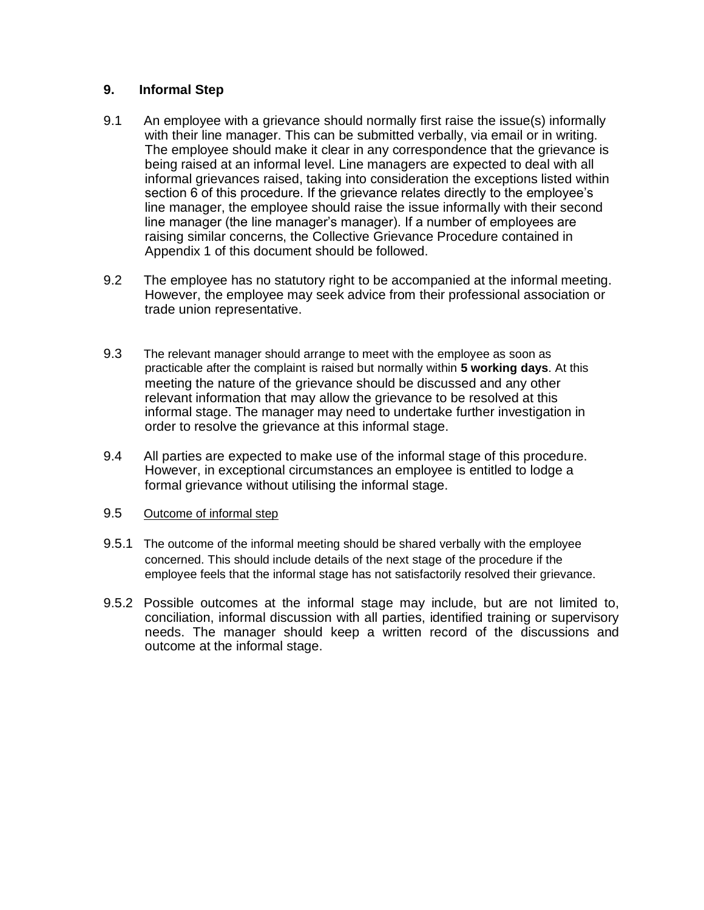## 9. Informal Step

9.1 An employee with a grievance should normally first raise the issue(s) informally with their line manager. This can be submitted verbally, via email or in writing. The employee should make it clear in any correspondence that the grievance is being raised at an informal level. Line managers are expected to deal with all informal grievances raised, taking into consideration the exceptions listed within section 6 of this procedure. If the grievance relates directly to the employee's line manager, the employee should raise the issue informally with their second line manager (the line manager's manager). If a number of employees are raising similar concerns, the Collective Grievance Procedure contained in Appendix 1 of this document should be followed.

9.2 The employee has no statutory right to be accompanied at the informal meeting. However, the employee may seek advice from their professional association or trade union representative.

9.3 The relevant manager should arrange to meet with the employee as soon as practicable after the complaint is raised but normally within **5 working days**. At this meeting the nature of the grievance should be discussed and any other relevant information that may allow the grievance to be resolved at this informal stage. The manager may need to undertake further investigation in order to resolve the grievance at this informal stage.

9.4 All parties are expected to make use of the informal stage of this procedure. However, in exceptional circumstances an employee is entitled to lodge a formal grievance without utilising the informal stage.

9.5 Outcome of informal step

9.5.1 The outcome of the informal meeting should be shared verbally with the employee concerned. This should include details of the next stage of the procedure if the employee feels that the informal stage has not satisfactorily resolved their grievance.

9.5.2 Possible outcomes at the informal stage may include, but are not limited to, conciliation, informal discussion with all parties, identified training or supervisory needs. The manager should keep a written record of the discussions and outcome at the informal stage.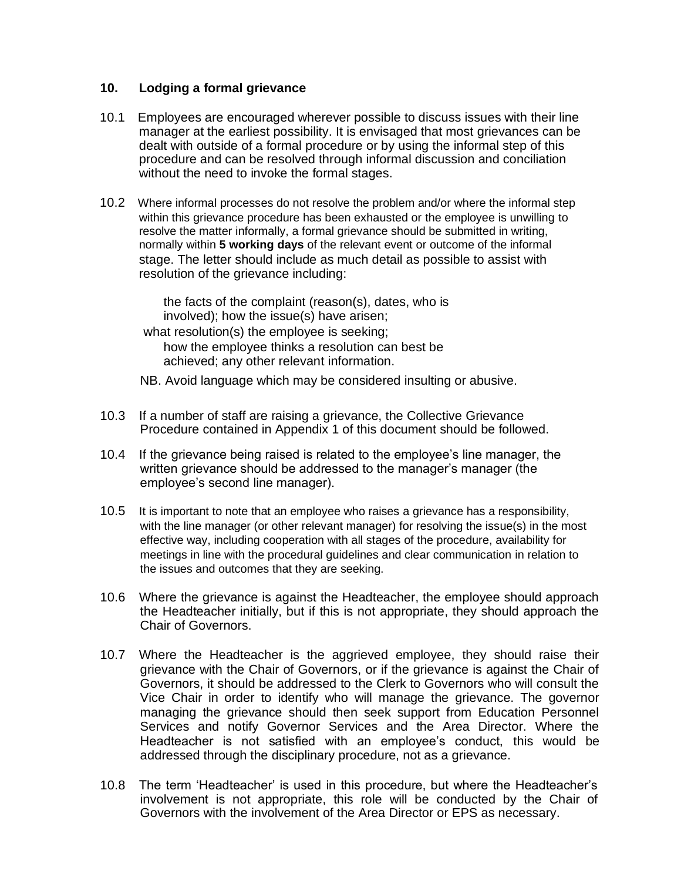## 10. Lodging a formal grievance

10.1 Employees are encouraged wherever possible to discuss issues with their line manager at the earliest possibility. It is envisaged that most grievances can be dealt with outside of a formal procedure or by using the informal step of this procedure and can be resolved through informal discussion and conciliation without the need to invoke the formal stages.

10.2 Where informal processes do not resolve the problem and/or where the informal step within this grievance procedure has been exhausted or the employee is unwilling to resolve the matter informally, a formal grievance should be submitted in writing, normally within **5 working days** of the relevant event or outcome of the informal stage. The letter should include as much detail as possible to assist with resolution of the grievance including:

- the facts of the complaint (reason(s), dates, who is involved); how the issue(s) have arisen;
- what resolution(s) the employee is seeking;
- how the employee thinks a resolution can best be achieved; any other relevant information.

NB. Avoid language which may be considered insulting or abusive.

10.3 If a number of staff are raising a grievance, the Collective Grievance Procedure contained in Appendix 1 of this document should be followed.

10.4 If the grievance being raised is related to the employee's line manager, the written grievance should be addressed to the manager's manager (the employee's second line manager).

10.5 It is important to note that an employee who raises a grievance has a responsibility, with the line manager (or other relevant manager) for resolving the issue(s) in the most effective way, including cooperation with all stages of the procedure, availability for meetings in line with the procedural guidelines and clear communication in relation to the issues and outcomes that they are seeking.

10.6 Where the grievance is against the Headteacher, the employee should approach the Headteacher initially, but if this is not appropriate, they should approach the Chair of Governors.

10.7 Where the Headteacher is the aggrieved employee, they should raise their grievance with the Chair of Governors, or if the grievance is against the Chair of Governors, it should be addressed to the Clerk to Governors who will consult the Vice Chair in order to identify who will manage the grievance. The governor managing the grievance should then seek support from Education Personnel Services and notify Governor Services and the Area Director. Where the Headteacher is not satisfied with an employee's conduct, this would be addressed through the disciplinary procedure, not as a grievance.

10.8 The term 'Headteacher' is used in this procedure, but where the Headteacher's involvement is not appropriate, this role will be conducted by the Chair of Governors with the involvement of the Area Director or EPS as necessary.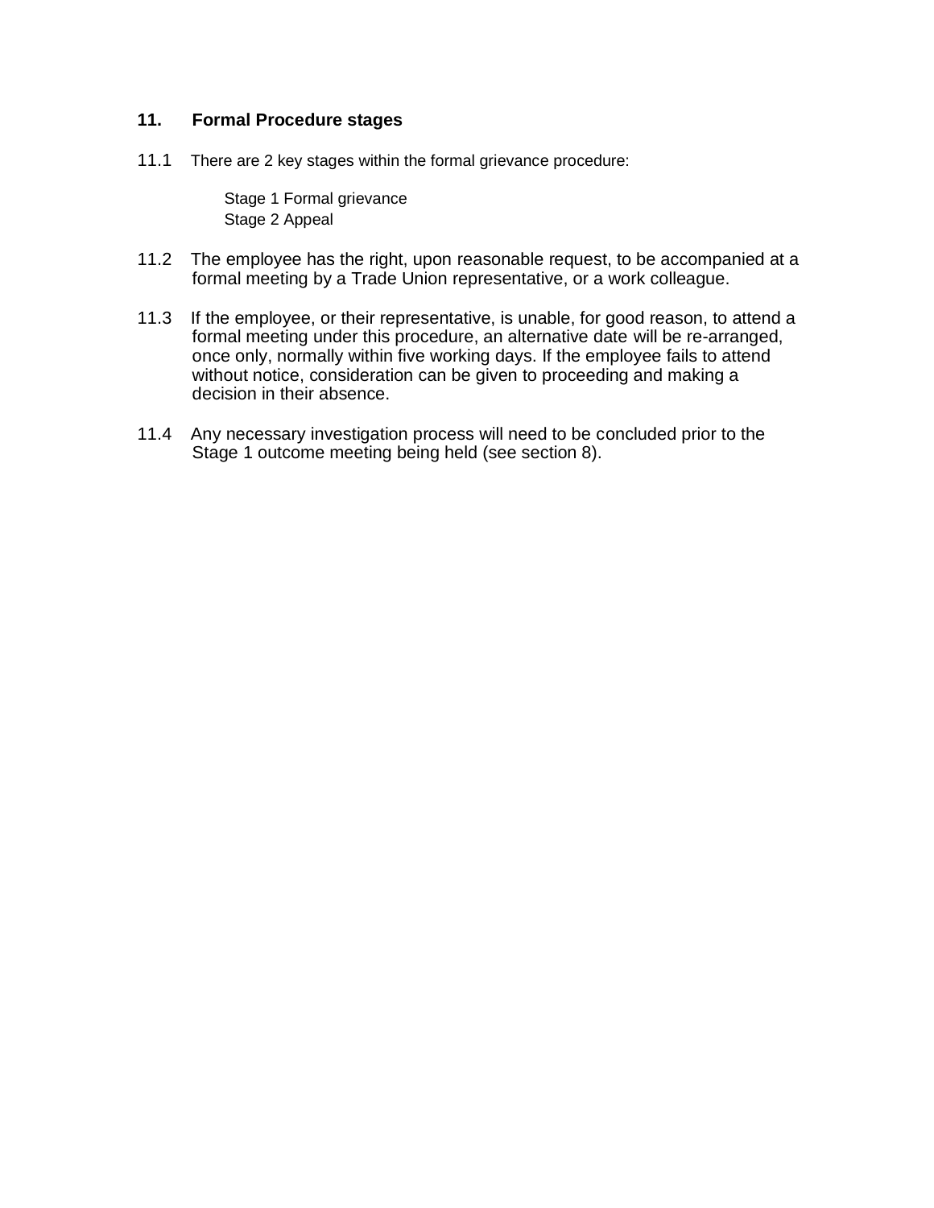## 11. Formal Procedure stages

11.1 There are 2 key stages within the formal grievance procedure:

Stage 1 Formal grievance
Stage 2 Appeal

11.2 The employee has the right, upon reasonable request, to be accompanied at a formal meeting by a Trade Union representative, or a work colleague.

11.3 If the employee, or their representative, is unable, for good reason, to attend a formal meeting under this procedure, an alternative date will be re-arranged, once only, normally within five working days. If the employee fails to attend without notice, consideration can be given to proceeding and making a decision in their absence.

11.4 Any necessary investigation process will need to be concluded prior to the Stage 1 outcome meeting being held (see section 8).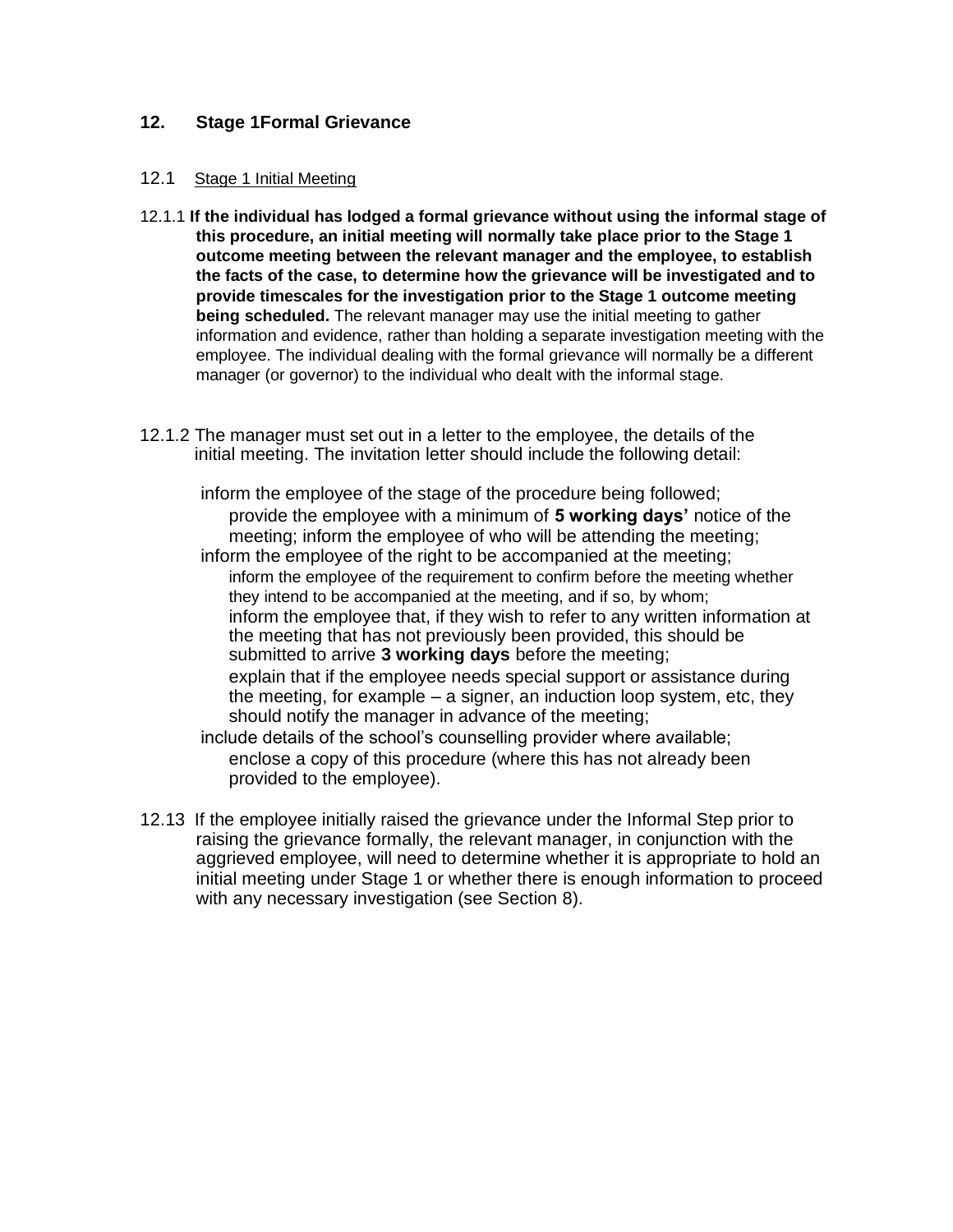## 12. Stage 1Formal Grievance

### 12.1 Stage 1 Initial Meeting

12.1.1 **If the individual has lodged a formal grievance without using the informal stage of this procedure, an initial meeting will normally take place prior to the Stage 1 outcome meeting between the relevant manager and the employee, to establish the facts of the case, to determine how the grievance will be investigated and to provide timescales for the investigation prior to the Stage 1 outcome meeting being scheduled.** The relevant manager may use the initial meeting to gather information and evidence, rather than holding a separate investigation meeting with the employee. The individual dealing with the formal grievance will normally be a different manager (or governor) to the individual who dealt with the informal stage.

12.1.2 The manager must set out in a letter to the employee, the details of the initial meeting. The invitation letter should include the following detail:

- inform the employee of the stage of the procedure being followed;
- provide the employee with a minimum of **5 working days'** notice of the meeting; inform the employee of who will be attending the meeting;
- inform the employee of the right to be accompanied at the meeting;
- inform the employee of the requirement to confirm before the meeting whether they intend to be accompanied at the meeting, and if so, by whom;
- inform the employee that, if they wish to refer to any written information at the meeting that has not previously been provided, this should be submitted to arrive **3 working days** before the meeting;
- explain that if the employee needs special support or assistance during the meeting, for example – a signer, an induction loop system, etc, they should notify the manager in advance of the meeting;
- include details of the school's counselling provider where available;
- enclose a copy of this procedure (where this has not already been provided to the employee).

12.13 If the employee initially raised the grievance under the Informal Step prior to raising the grievance formally, the relevant manager, in conjunction with the aggrieved employee, will need to determine whether it is appropriate to hold an initial meeting under Stage 1 or whether there is enough information to proceed with any necessary investigation (see Section 8).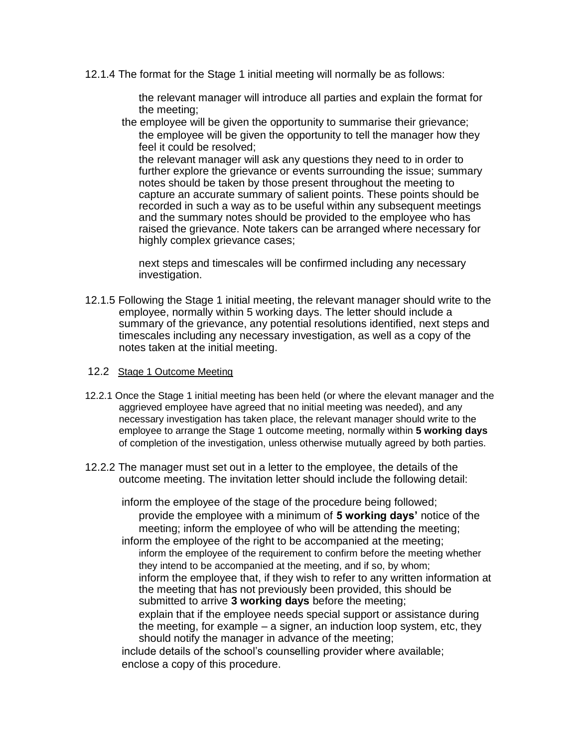12.1.4 The format for the Stage 1 initial meeting will normally be as follows:

- the relevant manager will introduce all parties and explain the format for the meeting;
- the employee will be given the opportunity to summarise their grievance;
- the employee will be given the opportunity to tell the manager how they feel it could be resolved;
- the relevant manager will ask any questions they need to in order to further explore the grievance or events surrounding the issue; summary notes should be taken by those present throughout the meeting to capture an accurate summary of salient points. These points should be recorded in such a way as to be useful within any subsequent meetings and the summary notes should be provided to the employee who has raised the grievance. Note takers can be arranged where necessary for highly complex grievance cases;
- next steps and timescales will be confirmed including any necessary investigation.

12.1.5 Following the Stage 1 initial meeting, the relevant manager should write to the employee, normally within 5 working days. The letter should include a summary of the grievance, any potential resolutions identified, next steps and timescales including any necessary investigation, as well as a copy of the notes taken at the initial meeting.

## 12.2 Stage 1 Outcome Meeting

12.2.1 Once the Stage 1 initial meeting has been held (or where the elevant manager and the aggrieved employee have agreed that no initial meeting was needed), and any necessary investigation has taken place, the relevant manager should write to the employee to arrange the Stage 1 outcome meeting, normally within **5 working days** of completion of the investigation, unless otherwise mutually agreed by both parties.

12.2.2 The manager must set out in a letter to the employee, the details of the outcome meeting. The invitation letter should include the following detail:

- inform the employee of the stage of the procedure being followed;
- provide the employee with a minimum of **5 working days'** notice of the meeting; inform the employee of who will be attending the meeting;
- inform the employee of the right to be accompanied at the meeting;
- inform the employee of the requirement to confirm before the meeting whether they intend to be accompanied at the meeting, and if so, by whom;
- inform the employee that, if they wish to refer to any written information at the meeting that has not previously been provided, this should be submitted to arrive **3 working days** before the meeting;
- explain that if the employee needs special support or assistance during the meeting, for example – a signer, an induction loop system, etc, they should notify the manager in advance of the meeting;
- include details of the school's counselling provider where available;
- enclose a copy of this procedure.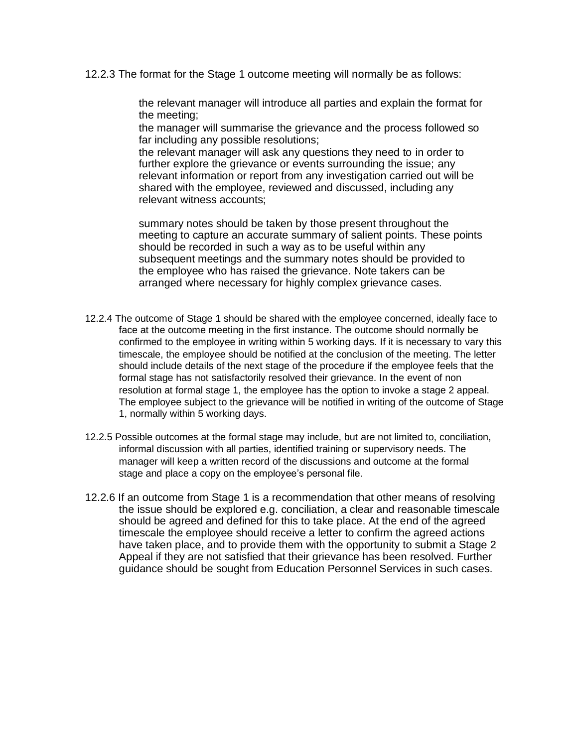12.2.3 The format for the Stage 1 outcome meeting will normally be as follows:

- the relevant manager will introduce all parties and explain the format for the meeting;
- the manager will summarise the grievance and the process followed so far including any possible resolutions;
- the relevant manager will ask any questions they need to in order to further explore the grievance or events surrounding the issue; any relevant information or report from any investigation carried out will be shared with the employee, reviewed and discussed, including any relevant witness accounts;
- summary notes should be taken by those present throughout the meeting to capture an accurate summary of salient points. These points should be recorded in such a way as to be useful within any subsequent meetings and the summary notes should be provided to the employee who has raised the grievance. Note takers can be arranged where necessary for highly complex grievance cases.

12.2.4 The outcome of Stage 1 should be shared with the employee concerned, ideally face to face at the outcome meeting in the first instance. The outcome should normally be confirmed to the employee in writing within 5 working days. If it is necessary to vary this timescale, the employee should be notified at the conclusion of the meeting. The letter should include details of the next stage of the procedure if the employee feels that the formal stage has not satisfactorily resolved their grievance. In the event of non resolution at formal stage 1, the employee has the option to invoke a stage 2 appeal. The employee subject to the grievance will be notified in writing of the outcome of Stage 1, normally within 5 working days.

12.2.5 Possible outcomes at the formal stage may include, but are not limited to, conciliation, informal discussion with all parties, identified training or supervisory needs. The manager will keep a written record of the discussions and outcome at the formal stage and place a copy on the employee's personal file.

12.2.6 If an outcome from Stage 1 is a recommendation that other means of resolving the issue should be explored e.g. conciliation, a clear and reasonable timescale should be agreed and defined for this to take place. At the end of the agreed timescale the employee should receive a letter to confirm the agreed actions have taken place, and to provide them with the opportunity to submit a Stage 2 Appeal if they are not satisfied that their grievance has been resolved. Further guidance should be sought from Education Personnel Services in such cases.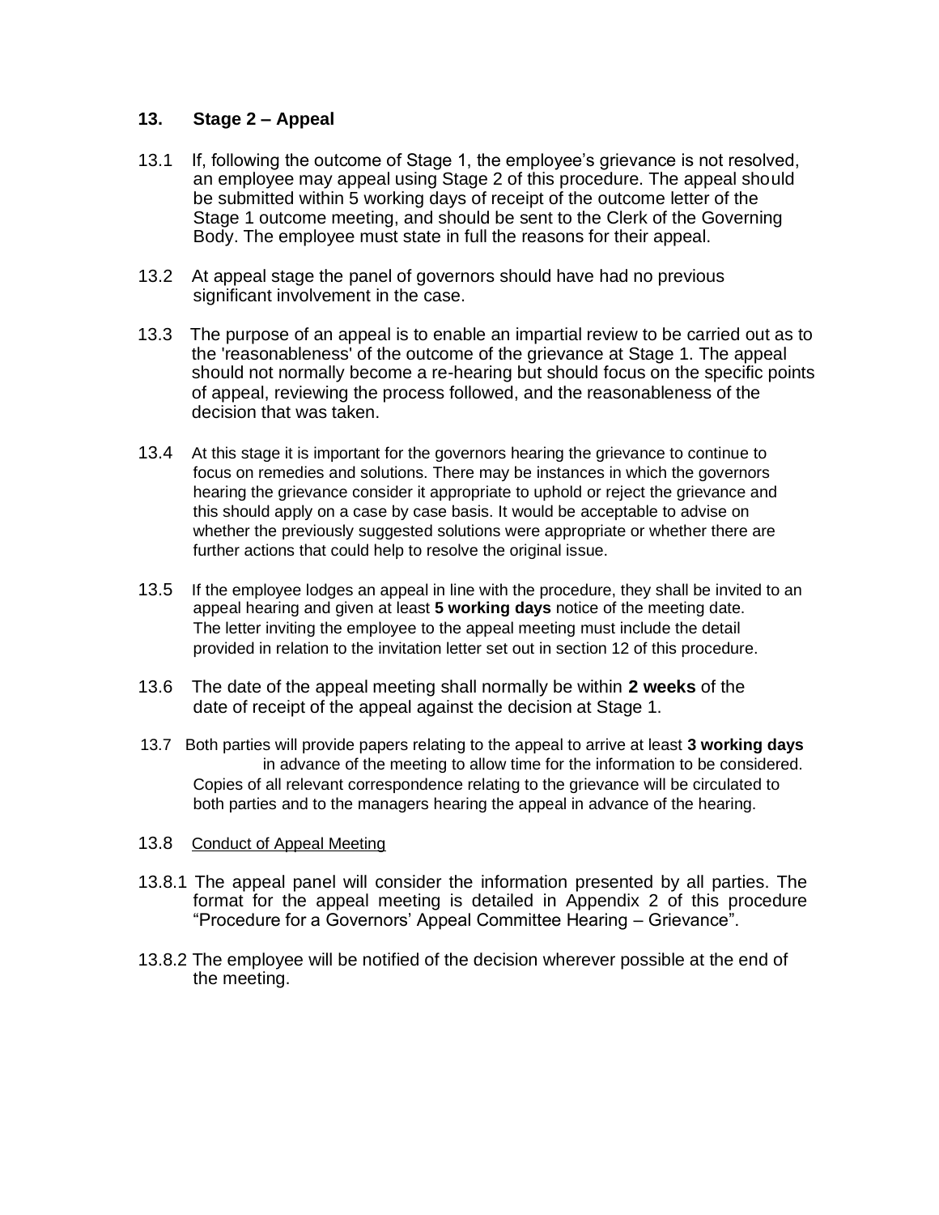## 13. Stage 2 – Appeal

13.1 If, following the outcome of Stage 1, the employee's grievance is not resolved, an employee may appeal using Stage 2 of this procedure. The appeal should be submitted within 5 working days of receipt of the outcome letter of the Stage 1 outcome meeting, and should be sent to the Clerk of the Governing Body. The employee must state in full the reasons for their appeal.

13.2 At appeal stage the panel of governors should have had no previous significant involvement in the case.

13.3 The purpose of an appeal is to enable an impartial review to be carried out as to the 'reasonableness' of the outcome of the grievance at Stage 1. The appeal should not normally become a re-hearing but should focus on the specific points of appeal, reviewing the process followed, and the reasonableness of the decision that was taken.

13.4 At this stage it is important for the governors hearing the grievance to continue to focus on remedies and solutions. There may be instances in which the governors hearing the grievance consider it appropriate to uphold or reject the grievance and this should apply on a case by case basis. It would be acceptable to advise on whether the previously suggested solutions were appropriate or whether there are further actions that could help to resolve the original issue.

13.5 If the employee lodges an appeal in line with the procedure, they shall be invited to an appeal hearing and given at least **5 working days** notice of the meeting date. The letter inviting the employee to the appeal meeting must include the detail provided in relation to the invitation letter set out in section 12 of this procedure.

13.6 The date of the appeal meeting shall normally be within **2 weeks** of the date of receipt of the appeal against the decision at Stage 1.

13.7 Both parties will provide papers relating to the appeal to arrive at least **3 working days** in advance of the meeting to allow time for the information to be considered. Copies of all relevant correspondence relating to the grievance will be circulated to both parties and to the managers hearing the appeal in advance of the hearing.

13.8 Conduct of Appeal Meeting

13.8.1 The appeal panel will consider the information presented by all parties. The format for the appeal meeting is detailed in Appendix 2 of this procedure "Procedure for a Governors' Appeal Committee Hearing – Grievance".

13.8.2 The employee will be notified of the decision wherever possible at the end of the meeting.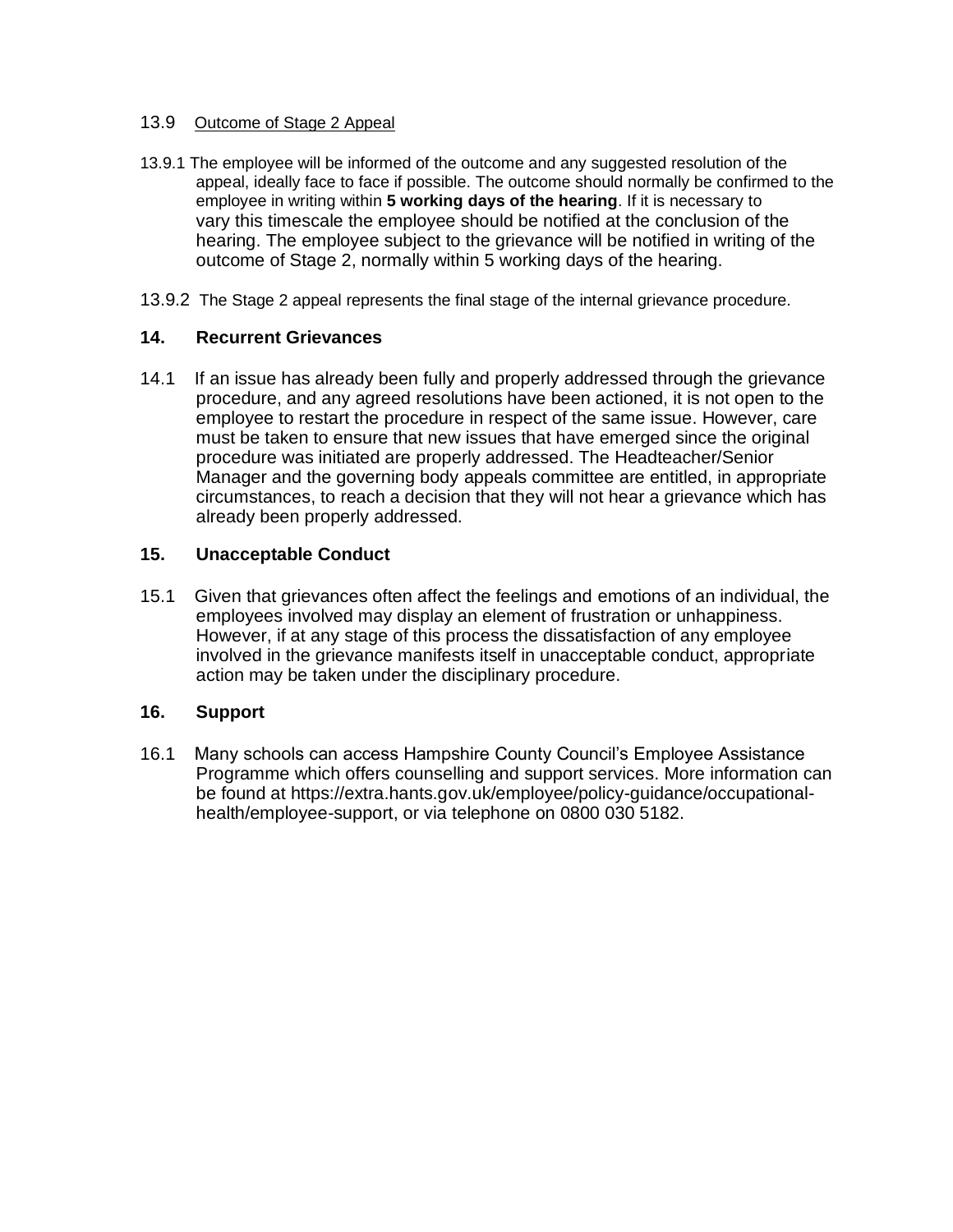13.9 Outcome of Stage 2 Appeal

13.9.1 The employee will be informed of the outcome and any suggested resolution of the appeal, ideally face to face if possible. The outcome should normally be confirmed to the employee in writing within **5 working days of the hearing**. If it is necessary to vary this timescale the employee should be notified at the conclusion of the hearing. The employee subject to the grievance will be notified in writing of the outcome of Stage 2, normally within 5 working days of the hearing.

13.9.2 The Stage 2 appeal represents the final stage of the internal grievance procedure.

## 14. Recurrent Grievances

14.1 If an issue has already been fully and properly addressed through the grievance procedure, and any agreed resolutions have been actioned, it is not open to the employee to restart the procedure in respect of the same issue. However, care must be taken to ensure that new issues that have emerged since the original procedure was initiated are properly addressed. The Headteacher/Senior Manager and the governing body appeals committee are entitled, in appropriate circumstances, to reach a decision that they will not hear a grievance which has already been properly addressed.

## 15. Unacceptable Conduct

15.1 Given that grievances often affect the feelings and emotions of an individual, the employees involved may display an element of frustration or unhappiness. However, if at any stage of this process the dissatisfaction of any employee involved in the grievance manifests itself in unacceptable conduct, appropriate action may be taken under the disciplinary procedure.

## 16. Support

16.1 Many schools can access Hampshire County Council's Employee Assistance Programme which offers counselling and support services. More information can be found at https://extra.hants.gov.uk/employee/policy-guidance/occupational-health/employee-support, or via telephone on 0800 030 5182.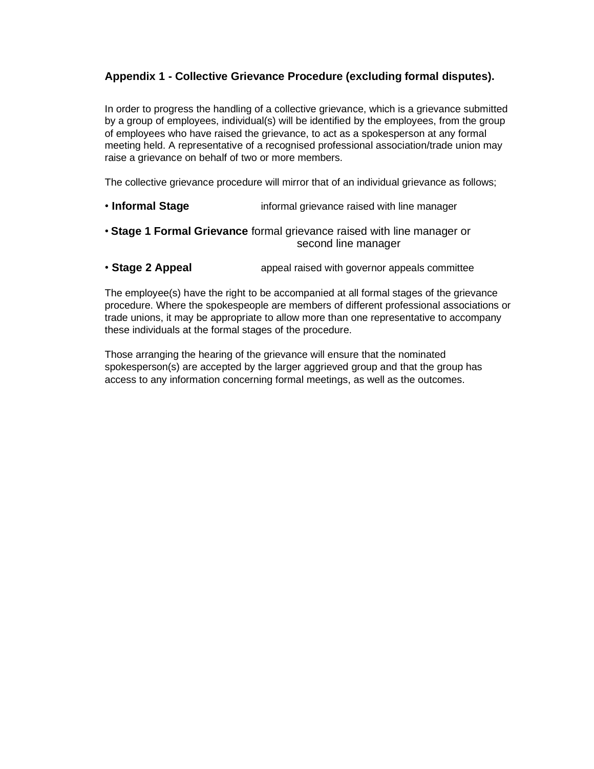## Appendix 1 - Collective Grievance Procedure (excluding formal disputes).

In order to progress the handling of a collective grievance, which is a grievance submitted by a group of employees, individual(s) will be identified by the employees, from the group of employees who have raised the grievance, to act as a spokesperson at any formal meeting held. A representative of a recognised professional association/trade union may raise a grievance on behalf of two or more members.

The collective grievance procedure will mirror that of an individual grievance as follows;

- **Informal Stage** informal grievance raised with line manager
- **Stage 1 Formal Grievance** formal grievance raised with line manager or second line manager
- **Stage 2 Appeal** appeal raised with governor appeals committee

The employee(s) have the right to be accompanied at all formal stages of the grievance procedure. Where the spokespeople are members of different professional associations or trade unions, it may be appropriate to allow more than one representative to accompany these individuals at the formal stages of the procedure.

Those arranging the hearing of the grievance will ensure that the nominated spokesperson(s) are accepted by the larger aggrieved group and that the group has access to any information concerning formal meetings, as well as the outcomes.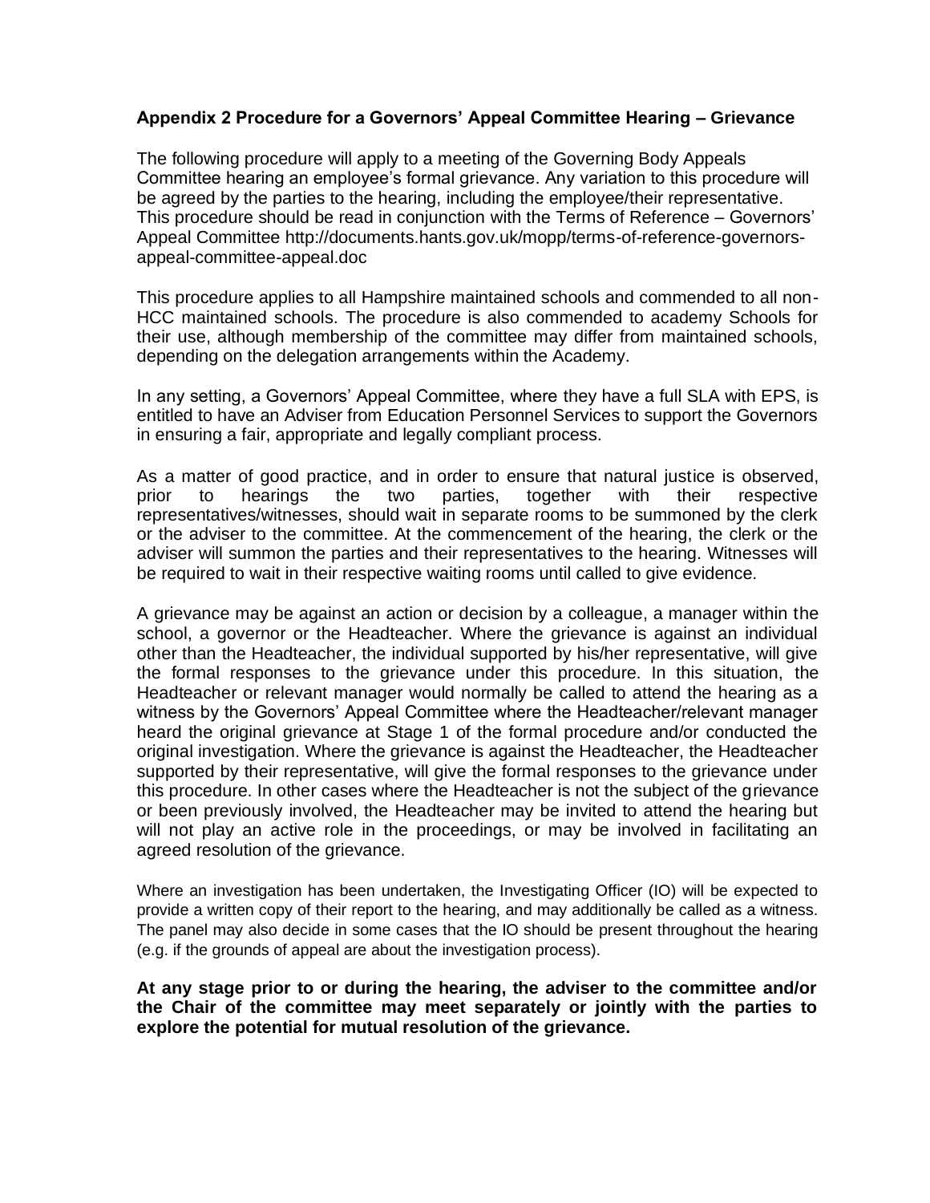## Appendix 2 Procedure for a Governors' Appeal Committee Hearing – Grievance

The following procedure will apply to a meeting of the Governing Body Appeals Committee hearing an employee's formal grievance. Any variation to this procedure will be agreed by the parties to the hearing, including the employee/their representative. This procedure should be read in conjunction with the Terms of Reference – Governors' Appeal Committee http://documents.hants.gov.uk/mopp/terms-of-reference-governors-appeal-committee-appeal.doc

This procedure applies to all Hampshire maintained schools and commended to all non-HCC maintained schools. The procedure is also commended to academy Schools for their use, although membership of the committee may differ from maintained schools, depending on the delegation arrangements within the Academy.

In any setting, a Governors' Appeal Committee, where they have a full SLA with EPS, is entitled to have an Adviser from Education Personnel Services to support the Governors in ensuring a fair, appropriate and legally compliant process.

As a matter of good practice, and in order to ensure that natural justice is observed, prior to hearings the two parties, together with their respective representatives/witnesses, should wait in separate rooms to be summoned by the clerk or the adviser to the committee. At the commencement of the hearing, the clerk or the adviser will summon the parties and their representatives to the hearing. Witnesses will be required to wait in their respective waiting rooms until called to give evidence.

A grievance may be against an action or decision by a colleague, a manager within the school, a governor or the Headteacher. Where the grievance is against an individual other than the Headteacher, the individual supported by his/her representative, will give the formal responses to the grievance under this procedure. In this situation, the Headteacher or relevant manager would normally be called to attend the hearing as a witness by the Governors' Appeal Committee where the Headteacher/relevant manager heard the original grievance at Stage 1 of the formal procedure and/or conducted the original investigation. Where the grievance is against the Headteacher, the Headteacher supported by their representative, will give the formal responses to the grievance under this procedure. In other cases where the Headteacher is not the subject of the grievance or been previously involved, the Headteacher may be invited to attend the hearing but will not play an active role in the proceedings, or may be involved in facilitating an agreed resolution of the grievance.

Where an investigation has been undertaken, the Investigating Officer (IO) will be expected to provide a written copy of their report to the hearing, and may additionally be called as a witness. The panel may also decide in some cases that the IO should be present throughout the hearing (e.g. if the grounds of appeal are about the investigation process).

**At any stage prior to or during the hearing, the adviser to the committee and/or the Chair of the committee may meet separately or jointly with the parties to explore the potential for mutual resolution of the grievance.**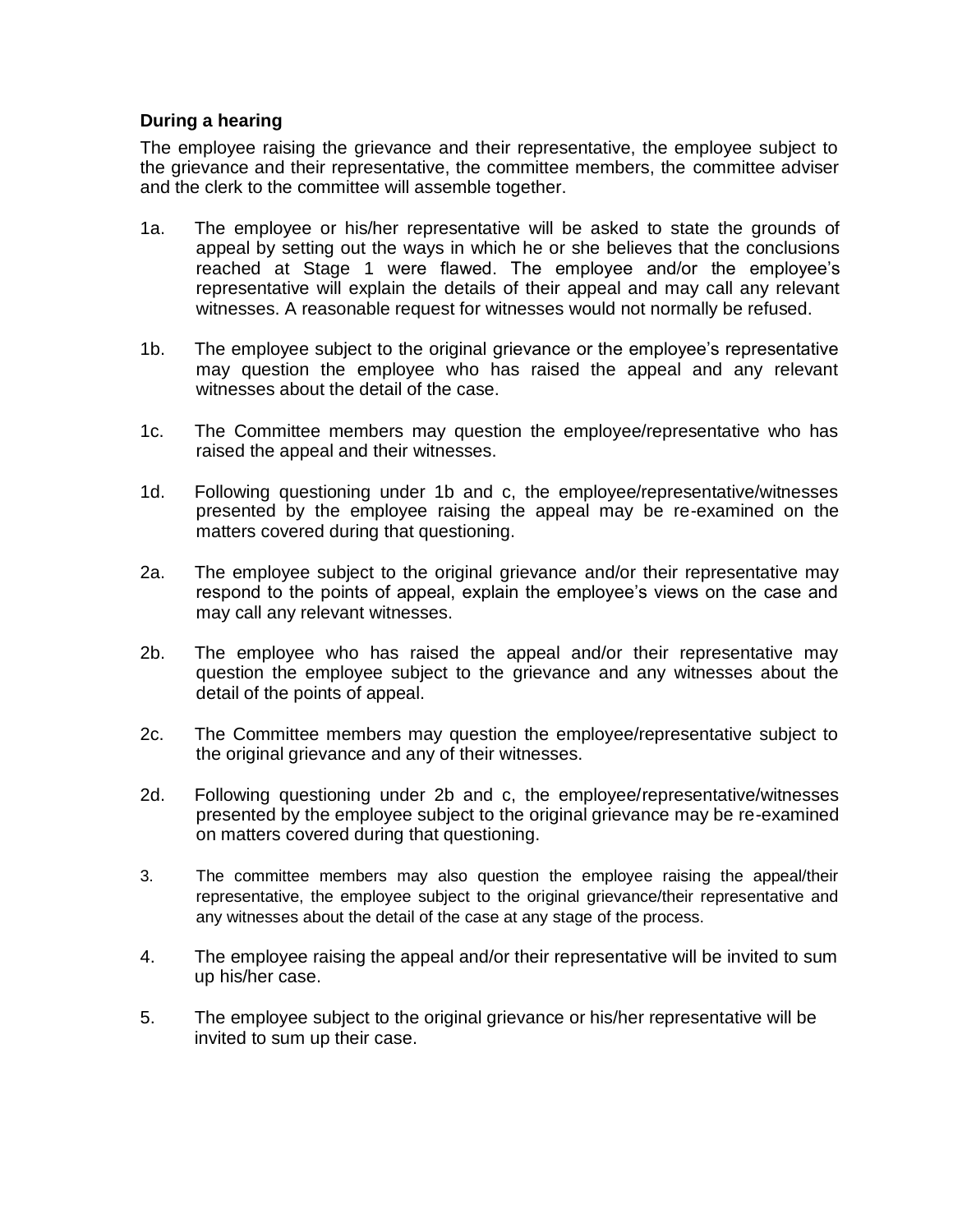**During a hearing**

The employee raising the grievance and their representative, the employee subject to the grievance and their representative, the committee members, the committee adviser and the clerk to the committee will assemble together.

1a. The employee or his/her representative will be asked to state the grounds of appeal by setting out the ways in which he or she believes that the conclusions reached at Stage 1 were flawed. The employee and/or the employee's representative will explain the details of their appeal and may call any relevant witnesses. A reasonable request for witnesses would not normally be refused.

1b. The employee subject to the original grievance or the employee's representative may question the employee who has raised the appeal and any relevant witnesses about the detail of the case.

1c. The Committee members may question the employee/representative who has raised the appeal and their witnesses.

1d. Following questioning under 1b and c, the employee/representative/witnesses presented by the employee raising the appeal may be re-examined on the matters covered during that questioning.

2a. The employee subject to the original grievance and/or their representative may respond to the points of appeal, explain the employee's views on the case and may call any relevant witnesses.

2b. The employee who has raised the appeal and/or their representative may question the employee subject to the grievance and any witnesses about the detail of the points of appeal.

2c. The Committee members may question the employee/representative subject to the original grievance and any of their witnesses.

2d. Following questioning under 2b and c, the employee/representative/witnesses presented by the employee subject to the original grievance may be re-examined on matters covered during that questioning.

3. The committee members may also question the employee raising the appeal/their representative, the employee subject to the original grievance/their representative and any witnesses about the detail of the case at any stage of the process.

4. The employee raising the appeal and/or their representative will be invited to sum up his/her case.

5. The employee subject to the original grievance or his/her representative will be invited to sum up their case.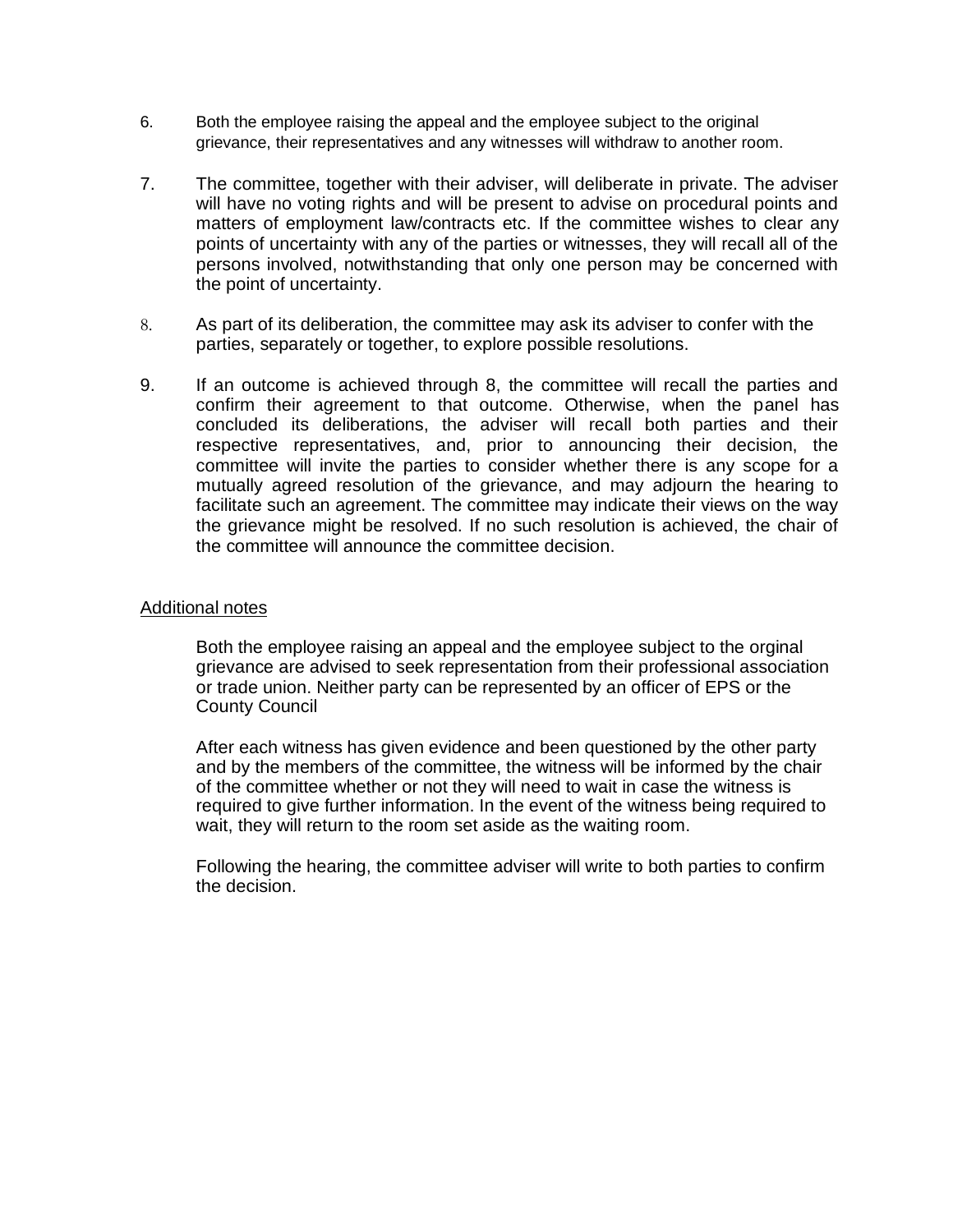6. Both the employee raising the appeal and the employee subject to the original grievance, their representatives and any witnesses will withdraw to another room.

7. The committee, together with their adviser, will deliberate in private. The adviser will have no voting rights and will be present to advise on procedural points and matters of employment law/contracts etc. If the committee wishes to clear any points of uncertainty with any of the parties or witnesses, they will recall all of the persons involved, notwithstanding that only one person may be concerned with the point of uncertainty.

8. As part of its deliberation, the committee may ask its adviser to confer with the parties, separately or together, to explore possible resolutions.

9. If an outcome is achieved through 8, the committee will recall the parties and confirm their agreement to that outcome. Otherwise, when the panel has concluded its deliberations, the adviser will recall both parties and their respective representatives, and, prior to announcing their decision, the committee will invite the parties to consider whether there is any scope for a mutually agreed resolution of the grievance, and may adjourn the hearing to facilitate such an agreement. The committee may indicate their views on the way the grievance might be resolved. If no such resolution is achieved, the chair of the committee will announce the committee decision.

Additional notes

Both the employee raising an appeal and the employee subject to the orginal grievance are advised to seek representation from their professional association or trade union. Neither party can be represented by an officer of EPS or the County Council

After each witness has given evidence and been questioned by the other party and by the members of the committee, the witness will be informed by the chair of the committee whether or not they will need to wait in case the witness is required to give further information. In the event of the witness being required to wait, they will return to the room set aside as the waiting room.

Following the hearing, the committee adviser will write to both parties to confirm the decision.